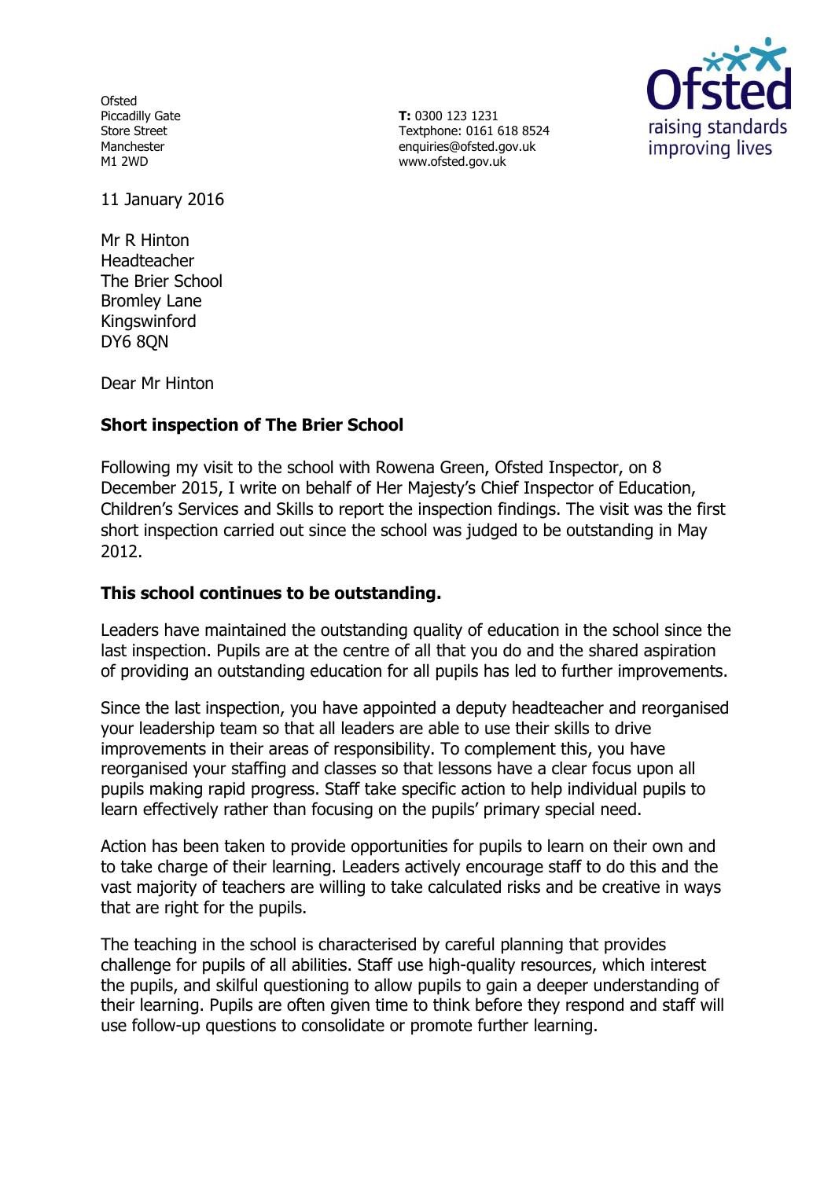Ofsted
Piccadilly Gate
Store Street
Manchester
M1 2WD

**T:** 0300 123 1231
Textphone: 0161 618 8524
enquiries@ofsted.gov.uk
www.ofsted.gov.uk

11 January 2016

Mr R Hinton
Headteacher
The Brier School
Bromley Lane
Kingswinford
DY6 8QN

Dear Mr Hinton

**Short inspection of The Brier School**

Following my visit to the school with Rowena Green, Ofsted Inspector, on 8 December 2015, I write on behalf of Her Majesty's Chief Inspector of Education, Children's Services and Skills to report the inspection findings. The visit was the first short inspection carried out since the school was judged to be outstanding in May 2012.

**This school continues to be outstanding.**

Leaders have maintained the outstanding quality of education in the school since the last inspection. Pupils are at the centre of all that you do and the shared aspiration of providing an outstanding education for all pupils has led to further improvements.

Since the last inspection, you have appointed a deputy headteacher and reorganised your leadership team so that all leaders are able to use their skills to drive improvements in their areas of responsibility. To complement this, you have reorganised your staffing and classes so that lessons have a clear focus upon all pupils making rapid progress. Staff take specific action to help individual pupils to learn effectively rather than focusing on the pupils' primary special need.

Action has been taken to provide opportunities for pupils to learn on their own and to take charge of their learning. Leaders actively encourage staff to do this and the vast majority of teachers are willing to take calculated risks and be creative in ways that are right for the pupils.

The teaching in the school is characterised by careful planning that provides challenge for pupils of all abilities. Staff use high-quality resources, which interest the pupils, and skilful questioning to allow pupils to gain a deeper understanding of their learning. Pupils are often given time to think before they respond and staff will use follow-up questions to consolidate or promote further learning.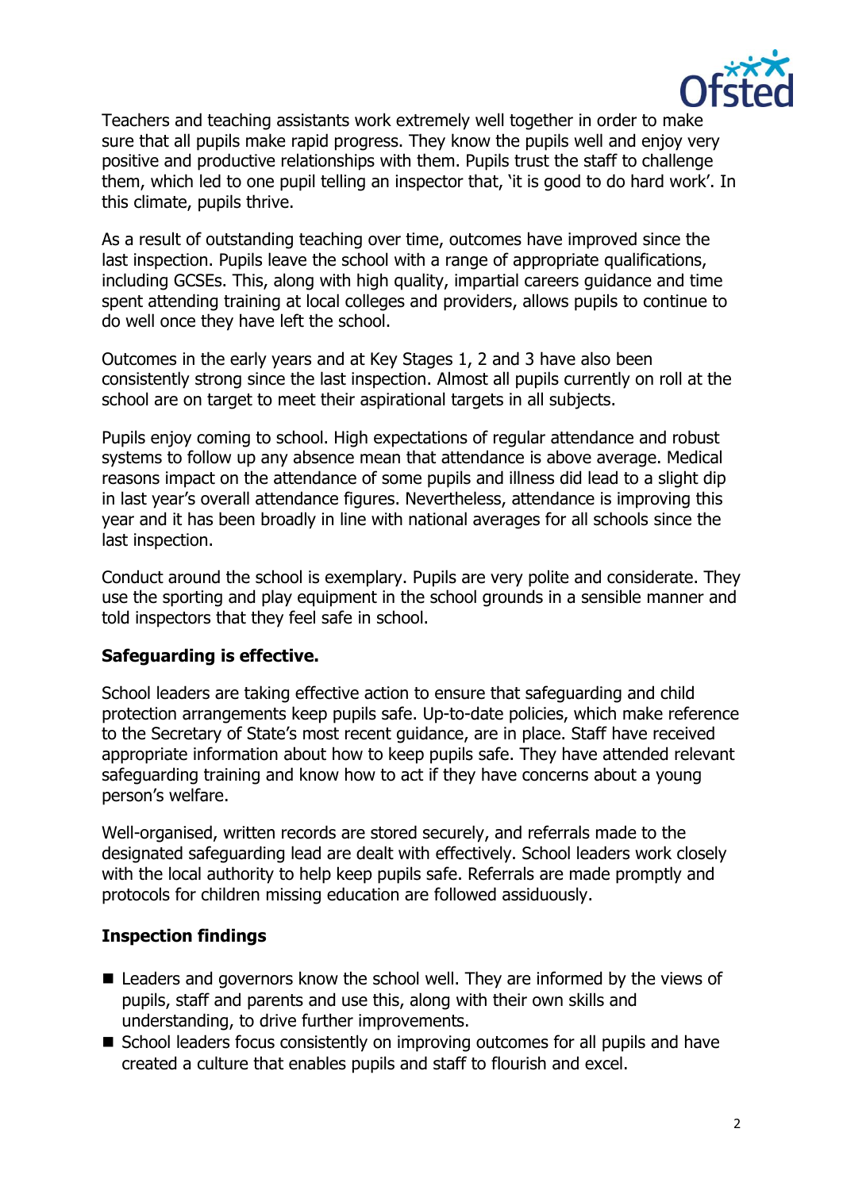Teachers and teaching assistants work extremely well together in order to make sure that all pupils make rapid progress. They know the pupils well and enjoy very positive and productive relationships with them. Pupils trust the staff to challenge them, which led to one pupil telling an inspector that, 'it is good to do hard work'. In this climate, pupils thrive.

As a result of outstanding teaching over time, outcomes have improved since the last inspection. Pupils leave the school with a range of appropriate qualifications, including GCSEs. This, along with high quality, impartial careers guidance and time spent attending training at local colleges and providers, allows pupils to continue to do well once they have left the school.

Outcomes in the early years and at Key Stages 1, 2 and 3 have also been consistently strong since the last inspection. Almost all pupils currently on roll at the school are on target to meet their aspirational targets in all subjects.

Pupils enjoy coming to school. High expectations of regular attendance and robust systems to follow up any absence mean that attendance is above average. Medical reasons impact on the attendance of some pupils and illness did lead to a slight dip in last year's overall attendance figures. Nevertheless, attendance is improving this year and it has been broadly in line with national averages for all schools since the last inspection.

Conduct around the school is exemplary. Pupils are very polite and considerate. They use the sporting and play equipment in the school grounds in a sensible manner and told inspectors that they feel safe in school.

**Safeguarding is effective.**

School leaders are taking effective action to ensure that safeguarding and child protection arrangements keep pupils safe. Up-to-date policies, which make reference to the Secretary of State's most recent guidance, are in place. Staff have received appropriate information about how to keep pupils safe. They have attended relevant safeguarding training and know how to act if they have concerns about a young person's welfare.

Well-organised, written records are stored securely, and referrals made to the designated safeguarding lead are dealt with effectively. School leaders work closely with the local authority to help keep pupils safe. Referrals are made promptly and protocols for children missing education are followed assiduously.

**Inspection findings**

- Leaders and governors know the school well. They are informed by the views of pupils, staff and parents and use this, along with their own skills and understanding, to drive further improvements.
- School leaders focus consistently on improving outcomes for all pupils and have created a culture that enables pupils and staff to flourish and excel.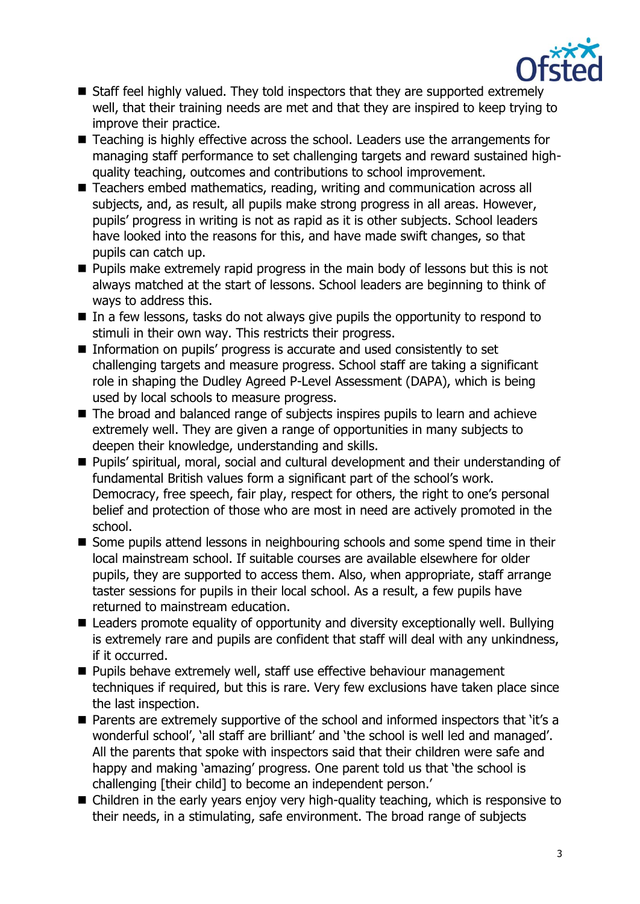- Staff feel highly valued. They told inspectors that they are supported extremely well, that their training needs are met and that they are inspired to keep trying to improve their practice.
- Teaching is highly effective across the school. Leaders use the arrangements for managing staff performance to set challenging targets and reward sustained high-quality teaching, outcomes and contributions to school improvement.
- Teachers embed mathematics, reading, writing and communication across all subjects, and, as result, all pupils make strong progress in all areas. However, pupils' progress in writing is not as rapid as it is other subjects. School leaders have looked into the reasons for this, and have made swift changes, so that pupils can catch up.
- Pupils make extremely rapid progress in the main body of lessons but this is not always matched at the start of lessons. School leaders are beginning to think of ways to address this.
- In a few lessons, tasks do not always give pupils the opportunity to respond to stimuli in their own way. This restricts their progress.
- Information on pupils' progress is accurate and used consistently to set challenging targets and measure progress. School staff are taking a significant role in shaping the Dudley Agreed P-Level Assessment (DAPA), which is being used by local schools to measure progress.
- The broad and balanced range of subjects inspires pupils to learn and achieve extremely well. They are given a range of opportunities in many subjects to deepen their knowledge, understanding and skills.
- Pupils' spiritual, moral, social and cultural development and their understanding of fundamental British values form a significant part of the school's work. Democracy, free speech, fair play, respect for others, the right to one's personal belief and protection of those who are most in need are actively promoted in the school.
- Some pupils attend lessons in neighbouring schools and some spend time in their local mainstream school. If suitable courses are available elsewhere for older pupils, they are supported to access them. Also, when appropriate, staff arrange taster sessions for pupils in their local school. As a result, a few pupils have returned to mainstream education.
- Leaders promote equality of opportunity and diversity exceptionally well. Bullying is extremely rare and pupils are confident that staff will deal with any unkindness, if it occurred.
- Pupils behave extremely well, staff use effective behaviour management techniques if required, but this is rare. Very few exclusions have taken place since the last inspection.
- Parents are extremely supportive of the school and informed inspectors that 'it's a wonderful school', 'all staff are brilliant' and 'the school is well led and managed'. All the parents that spoke with inspectors said that their children were safe and happy and making 'amazing' progress. One parent told us that 'the school is challenging [their child] to become an independent person.'
- Children in the early years enjoy very high-quality teaching, which is responsive to their needs, in a stimulating, safe environment. The broad range of subjects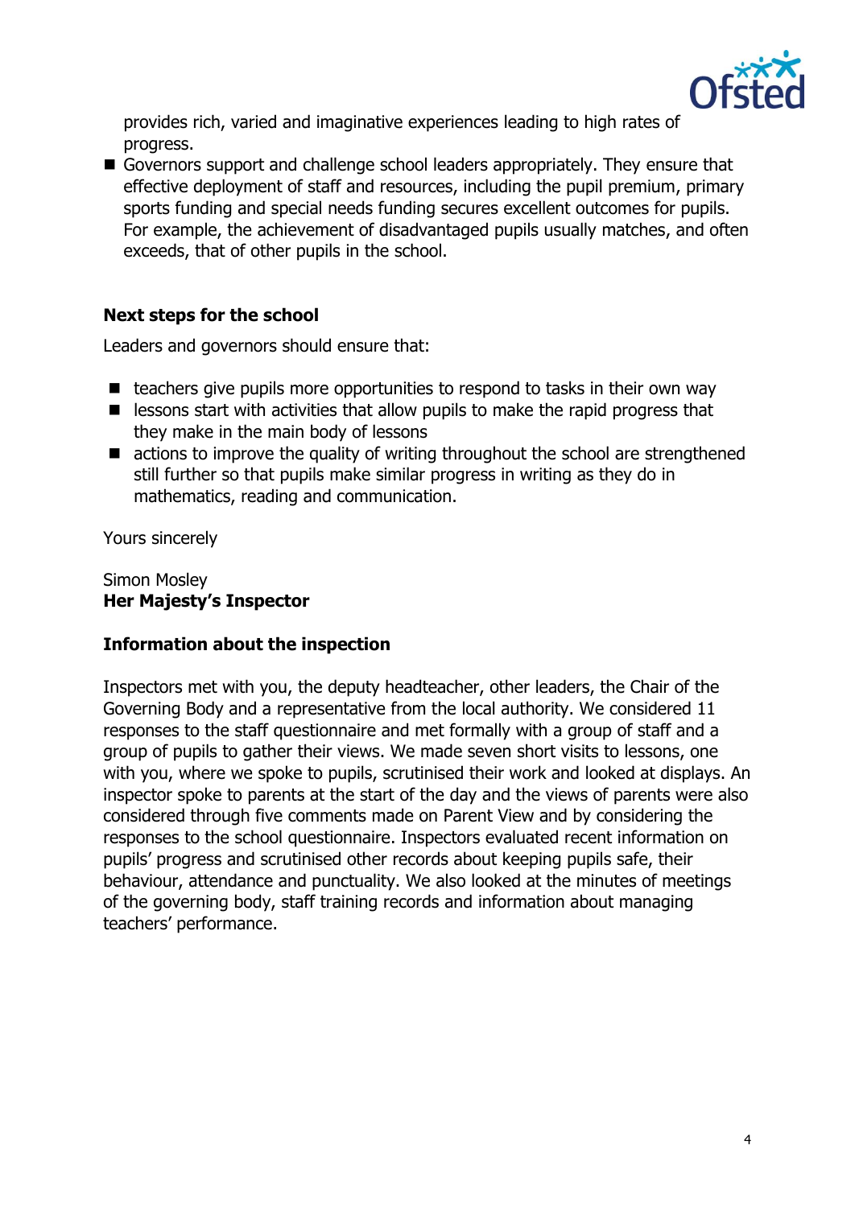provides rich, varied and imaginative experiences leading to high rates of progress.

- Governors support and challenge school leaders appropriately. They ensure that effective deployment of staff and resources, including the pupil premium, primary sports funding and special needs funding secures excellent outcomes for pupils. For example, the achievement of disadvantaged pupils usually matches, and often exceeds, that of other pupils in the school.

### Next steps for the school

Leaders and governors should ensure that:

- teachers give pupils more opportunities to respond to tasks in their own way
- lessons start with activities that allow pupils to make the rapid progress that they make in the main body of lessons
- actions to improve the quality of writing throughout the school are strengthened still further so that pupils make similar progress in writing as they do in mathematics, reading and communication.

Yours sincerely

Simon Mosley
**Her Majesty's Inspector**

### Information about the inspection

Inspectors met with you, the deputy headteacher, other leaders, the Chair of the Governing Body and a representative from the local authority. We considered 11 responses to the staff questionnaire and met formally with a group of staff and a group of pupils to gather their views. We made seven short visits to lessons, one with you, where we spoke to pupils, scrutinised their work and looked at displays. An inspector spoke to parents at the start of the day and the views of parents were also considered through five comments made on Parent View and by considering the responses to the school questionnaire. Inspectors evaluated recent information on pupils' progress and scrutinised other records about keeping pupils safe, their behaviour, attendance and punctuality. We also looked at the minutes of meetings of the governing body, staff training records and information about managing teachers' performance.